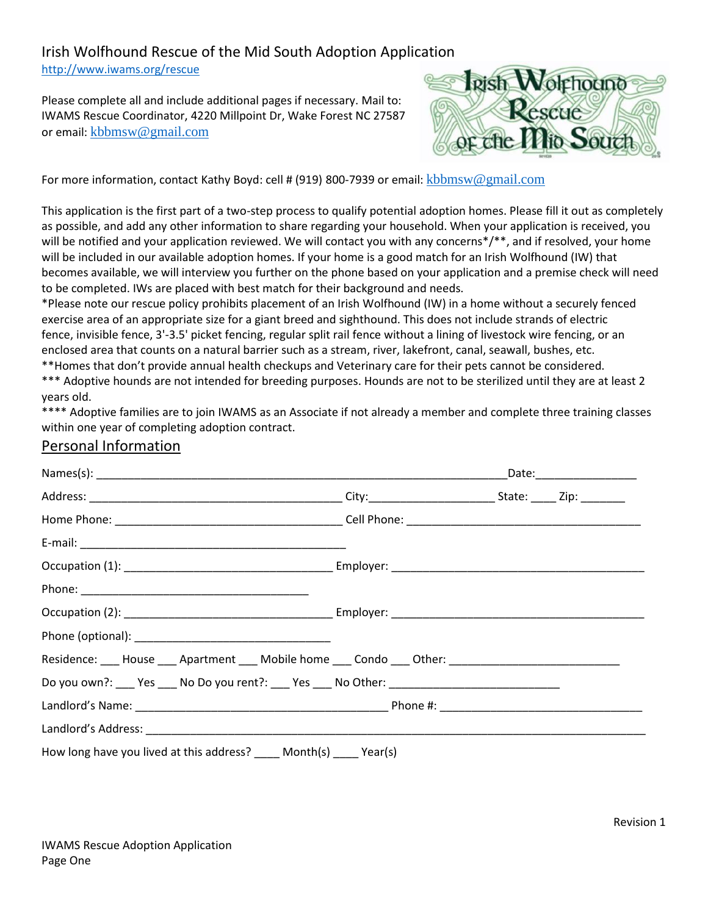# Irish Wolfhound Rescue of the Mid South Adoption Application

http://www.iwams.org/rescue

Please complete all and include additional pages if necessary. Mail to: IWAMS Rescue Coordinator, 4220 Millpoint Dr, Wake Forest NC 27587 or email: kbbmsw@gmail.com

For more information, contact Kathy Boyd: cell # (919) 800-7939 or email: kbbmsw@gmail.com

This application is the first part of a two-step process to qualify potential adoption homes. Please fill it out as completely as possible, and add any other information to share regarding your household. When your application is received, you will be notified and your application reviewed. We will contact you with any concerns*/**, and if resolved, your home will be included in our available adoption homes. If your home is a good match for an Irish Wolfhound (IW) that becomes available, we will interview you further on the phone based on your application and a premise check will need to be completed. IWs are placed with best match for their background and needs.

*Please note our rescue policy prohibits placement of an Irish Wolfhound (IW) in a home without a securely fenced exercise area of an appropriate size for a giant breed and sighthound. This does not include strands of electric fence, invisible fence, 3'-3.5' picket fencing, regular split rail fence without a lining of livestock wire fencing, or an enclosed area that counts on a natural barrier such as a stream, river, lakefront, canal, seawall, bushes, etc.

**Homes that don't provide annual health checkups and Veterinary care for their pets cannot be considered.

*** Adoptive hounds are not intended for breeding purposes. Hounds are not to be sterilized until they are at least 2 years old.

**** Adoptive families are to join IWAMS as an Associate if not already a member and complete three training classes within one year of completing adoption contract.

## Personal Information

Names(s): ______________________________________________ Date: ________________

Address: ______________________________________ City: ___________________ State: ____ Zip: _______

Home Phone: ___________________________________ Cell Phone: ____________________________________

E-mail: ___________________________________________

Occupation (1): _________________________________ Employer: ________________________________________

Phone: ____________________________________

Occupation (2): _________________________________ Employer: ________________________________________

Phone (optional): ______________________________

Residence: ___ House ___ Apartment ___ Mobile home ___ Condo ___ Other: ___________________________

Do you own?: ___ Yes ___ No Do you rent?: ___ Yes ___ No Other: ___________________________

Landlord's Name: ________________________________________ Phone #: ________________________________

Landlord's Address: _______________________________________________________________________________

How long have you lived at this address? ____ Month(s) ____ Year(s)

Revision 1

IWAMS Rescue Adoption Application
Page One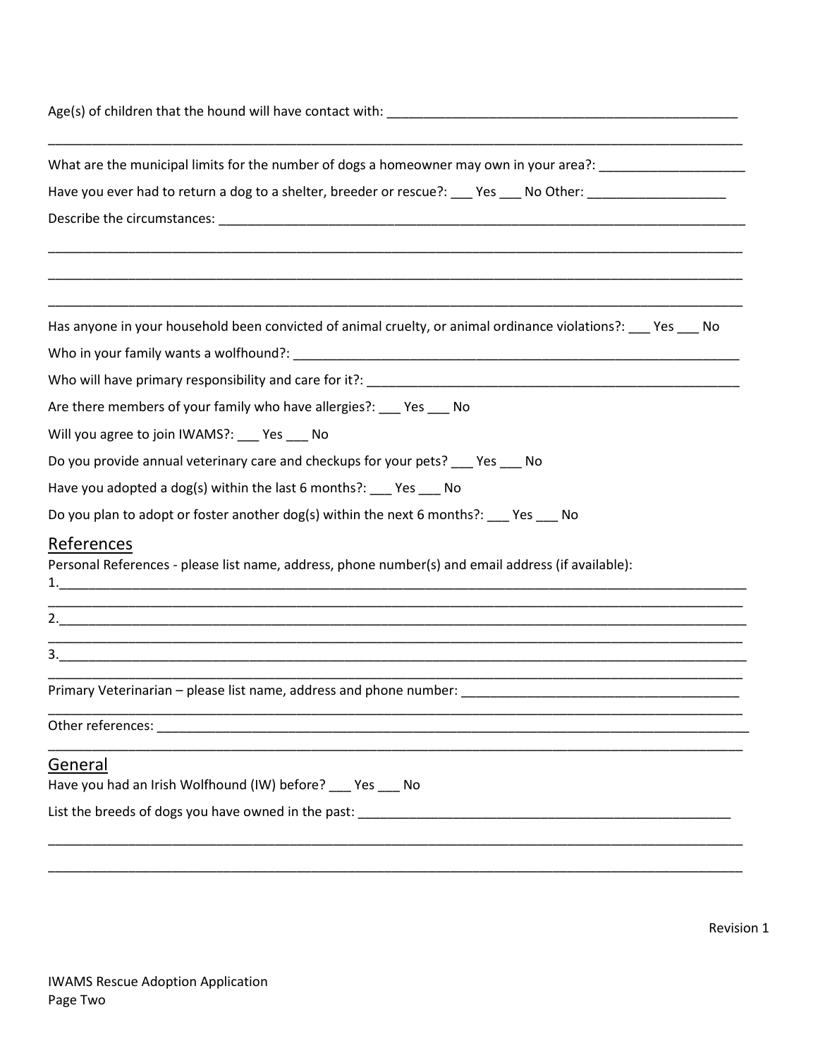Age(s) of children that the hound will have contact with: ___________________________________________________

_____________________________________________________________________________________________________

What are the municipal limits for the number of dogs a homeowner may own in your area?: ____________________

Have you ever had to return a dog to a shelter, breeder or rescue?: ___ Yes ___ No Other: ___________________

Describe the circumstances: __________________________________________________________________________

_____________________________________________________________________________________________________

_____________________________________________________________________________________________________

_____________________________________________________________________________________________________

Has anyone in your household been convicted of animal cruelty, or animal ordinance violations?: ___ Yes ___ No

Who in your family wants a wolfhound?: _______________________________________________________________

Who will have primary responsibility and care for it?: _____________________________________________________

Are there members of your family who have allergies?: ___ Yes ___ No

Will you agree to join IWAMS?: ___ Yes ___ No

Do you provide annual veterinary care and checkups for your pets? ___ Yes ___ No

Have you adopted a dog(s) within the last 6 months?: ___ Yes ___ No

Do you plan to adopt or foster another dog(s) within the next 6 months?: ___ Yes ___ No

## References

Personal References - please list name, address, phone number(s) and email address (if available):

1.____________________________________________________________________________________________________

_____________________________________________________________________________________________________

2.____________________________________________________________________________________________________

_____________________________________________________________________________________________________

3.____________________________________________________________________________________________________

_____________________________________________________________________________________________________

Primary Veterinarian – please list name, address and phone number: ______________________________________

_____________________________________________________________________________________________________

Other references: _____________________________________________________________________________________

_____________________________________________________________________________________________________

## General

Have you had an Irish Wolfhound (IW) before? ___ Yes ___ No

List the breeds of dogs you have owned in the past: ____________________________________________________

_____________________________________________________________________________________________________

_____________________________________________________________________________________________________

Revision 1

IWAMS Rescue Adoption Application
Page Two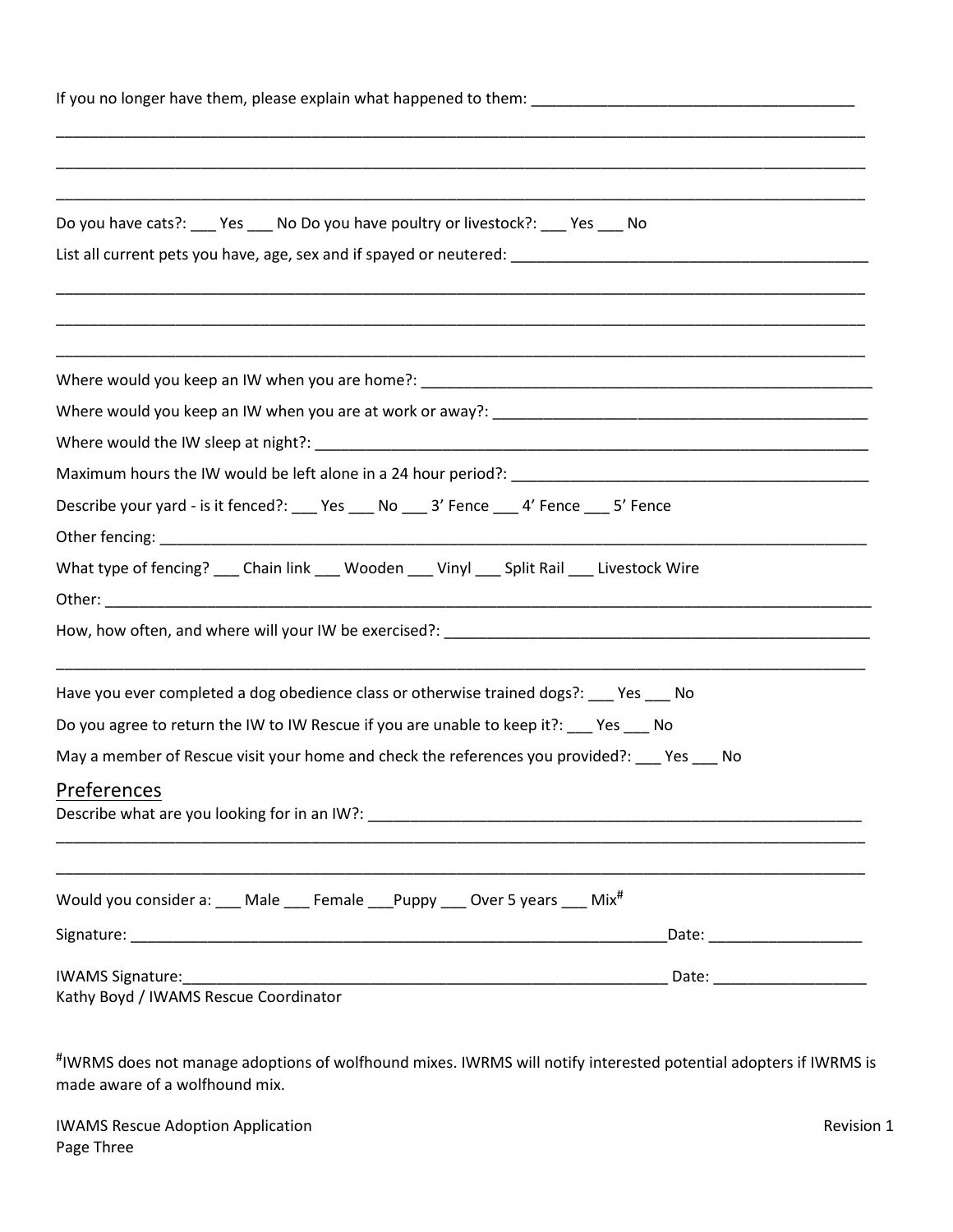If you no longer have them, please explain what happened to them: ______________________________________

____________________________________________________________________________________________

____________________________________________________________________________________________

____________________________________________________________________________________________

Do you have cats?: ___ Yes ___ No Do you have poultry or livestock?: ___ Yes ___ No

List all current pets you have, age, sex and if spayed or neutered: __________________________________________

____________________________________________________________________________________________

____________________________________________________________________________________________

____________________________________________________________________________________________

Where would you keep an IW when you are home?: ________________________________________________________

Where would you keep an IW when you are at work or away?: _____________________________________________

Where would the IW sleep at night?: ___________________________________________________________________

Maximum hours the IW would be left alone in a 24 hour period?: ___________________________________________

Describe your yard - is it fenced?: ___ Yes ___ No ___ 3' Fence ___ 4' Fence ___ 5' Fence

Other fencing: ____________________________________________________________________________________

What type of fencing? ___ Chain link ___ Wooden ___ Vinyl ___ Split Rail ___ Livestock Wire

Other: ___________________________________________________________________________________________

How, how often, and where will your IW be exercised?: ____________________________________________________

____________________________________________________________________________________________

Have you ever completed a dog obedience class or otherwise trained dogs?: ___ Yes ___ No

Do you agree to return the IW to IW Rescue if you are unable to keep it?: ___ Yes ___ No

May a member of Rescue visit your home and check the references you provided?: ___ Yes ___ No

## Preferences

Describe what are you looking for in an IW?: _______________________________________________________________

____________________________________________________________________________________________

____________________________________________________________________________________________

Would you consider a: ___ Male ___ Female ___Puppy ___ Over 5 years ___ Mix#

Signature: ________________________________________________________________Date: __________________

IWAMS Signature:____________________________________________________________ Date: __________________
Kathy Boyd / IWAMS Rescue Coordinator

#IWRMS does not manage adoptions of wolfhound mixes. IWRMS will notify interested potential adopters if IWRMS is made aware of a wolfhound mix.

IWAMS Rescue Adoption Application
Page Three
Revision 1